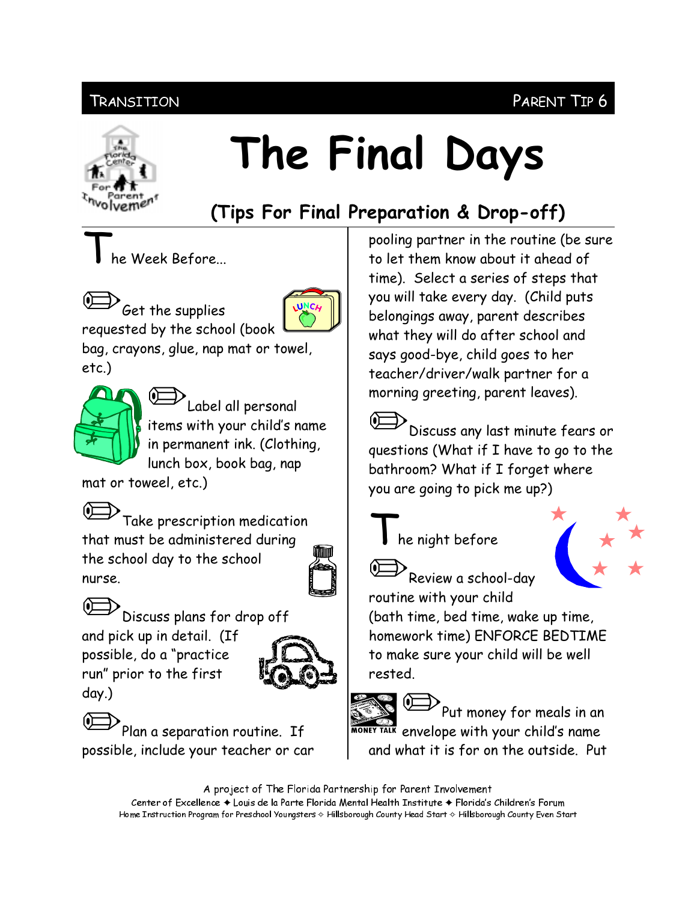TRANSITION PARENT TIP 6

# The Final Days

## (Tips For Final Preparation & Drop-off)

### The Week Before...

- Get the supplies requested by the school (book bag, crayons, glue, nap mat or towel, etc.)
- Label all personal items with your child's name in permanent ink. (Clothing, lunch box, book bag, nap mat or towel, etc.)
- Take prescription medication that must be administered during the school day to the school nurse.
- Discuss plans for drop off and pick up in detail. (If possible, do a "practice run" prior to the first day.)
- Plan a separation routine. If possible, include your teacher or car pooling partner in the routine (be sure to let them know about it ahead of time). Select a series of steps that you will take every day. (Child puts belongings away, parent describes what they will do after school and says good-bye, child goes to her teacher/driver/walk partner for a morning greeting, parent leaves).
- Discuss any last minute fears or questions (What if I have to go to the bathroom? What if I forget where you are going to pick me up?)

### The night before

- Review a school-day routine with your child (bath time, bed time, wake up time, homework time) ENFORCE BEDTIME to make sure your child will be well rested.
- Put money for meals in an envelope with your child's name and what it is for on the outside. Put

A project of The Florida Partnership for Parent Involvement
Center of Excellence ✦ Louis de la Parte Florida Mental Health Institute ✦ Florida's Children's Forum
Home Instruction Program for Preschool Youngsters ✧ Hillsborough County Head Start ✧ Hillsborough County Even Start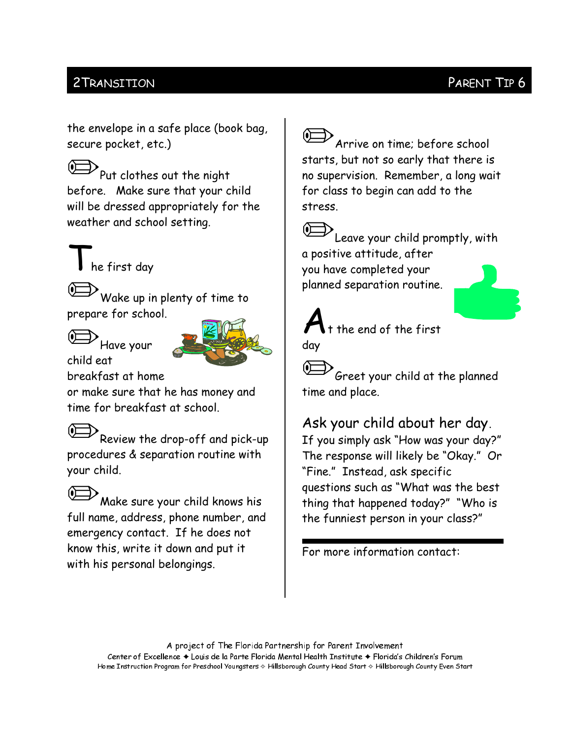the envelope in a safe place (book bag, secure pocket, etc.)

- Put clothes out the night before. Make sure that your child will be dressed appropriately for the weather and school setting.

## The first day

- Wake up in plenty of time to prepare for school.
- Have your child eat breakfast at home or make sure that he has money and time for breakfast at school.
- Review the drop-off and pick-up procedures & separation routine with your child.
- Make sure your child knows his full name, address, phone number, and emergency contact. If he does not know this, write it down and put it with his personal belongings.
- Arrive on time; before school starts, but not so early that there is no supervision. Remember, a long wait for class to begin can add to the stress.
- Leave your child promptly, with a positive attitude, after you have completed your planned separation routine.

## At the end of the first day

- Greet your child at the planned time and place.

### Ask your child about her day.

If you simply ask "How was your day?" The response will likely be "Okay." Or "Fine." Instead, ask specific questions such as "What was the best thing that happened today?" "Who is the funniest person in your class?"

---

For more information contact:

A project of The Florida Partnership for Parent Involvement
Center of Excellence ✦ Louis de la Parte Florida Mental Health Institute ✦ Florida's Children's Forum
Home Instruction Program for Preschool Youngsters ✧ Hillsborough County Head Start ✧ Hillsborough County Even Start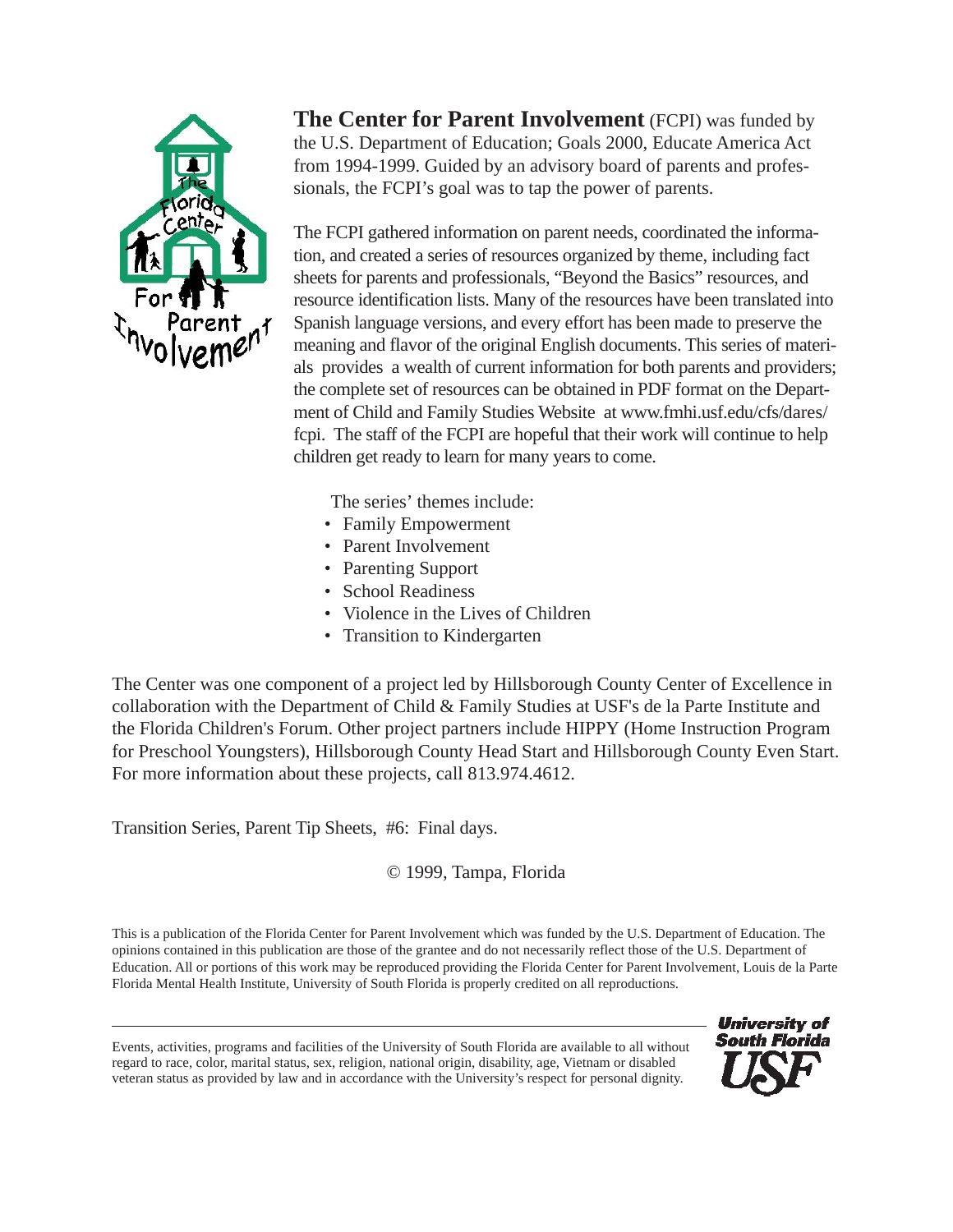**The Center for Parent Involvement** (FCPI) was funded by the U.S. Department of Education; Goals 2000, Educate America Act from 1994-1999. Guided by an advisory board of parents and professionals, the FCPI's goal was to tap the power of parents.

The FCPI gathered information on parent needs, coordinated the information, and created a series of resources organized by theme, including fact sheets for parents and professionals, "Beyond the Basics" resources, and resource identification lists. Many of the resources have been translated into Spanish language versions, and every effort has been made to preserve the meaning and flavor of the original English documents. This series of materials provides a wealth of current information for both parents and providers; the complete set of resources can be obtained in PDF format on the Department of Child and Family Studies Website at www.fmhi.usf.edu/cfs/dares/fcpi. The staff of the FCPI are hopeful that their work will continue to help children get ready to learn for many years to come.

The series' themes include:

- Family Empowerment
- Parent Involvement
- Parenting Support
- School Readiness
- Violence in the Lives of Children
- Transition to Kindergarten

The Center was one component of a project led by Hillsborough County Center of Excellence in collaboration with the Department of Child & Family Studies at USF's de la Parte Institute and the Florida Children's Forum. Other project partners include HIPPY (Home Instruction Program for Preschool Youngsters), Hillsborough County Head Start and Hillsborough County Even Start. For more information about these projects, call 813.974.4612.

Transition Series, Parent Tip Sheets, #6: Final days.

© 1999, Tampa, Florida

This is a publication of the Florida Center for Parent Involvement which was funded by the U.S. Department of Education. The opinions contained in this publication are those of the grantee and do not necessarily reflect those of the U.S. Department of Education. All or portions of this work may be reproduced providing the Florida Center for Parent Involvement, Louis de la Parte Florida Mental Health Institute, University of South Florida is properly credited on all reproductions.

Events, activities, programs and facilities of the University of South Florida are available to all without regard to race, color, marital status, sex, religion, national origin, disability, age, Vietnam or disabled veteran status as provided by law and in accordance with the University's respect for personal dignity.

University of South Florida
USF